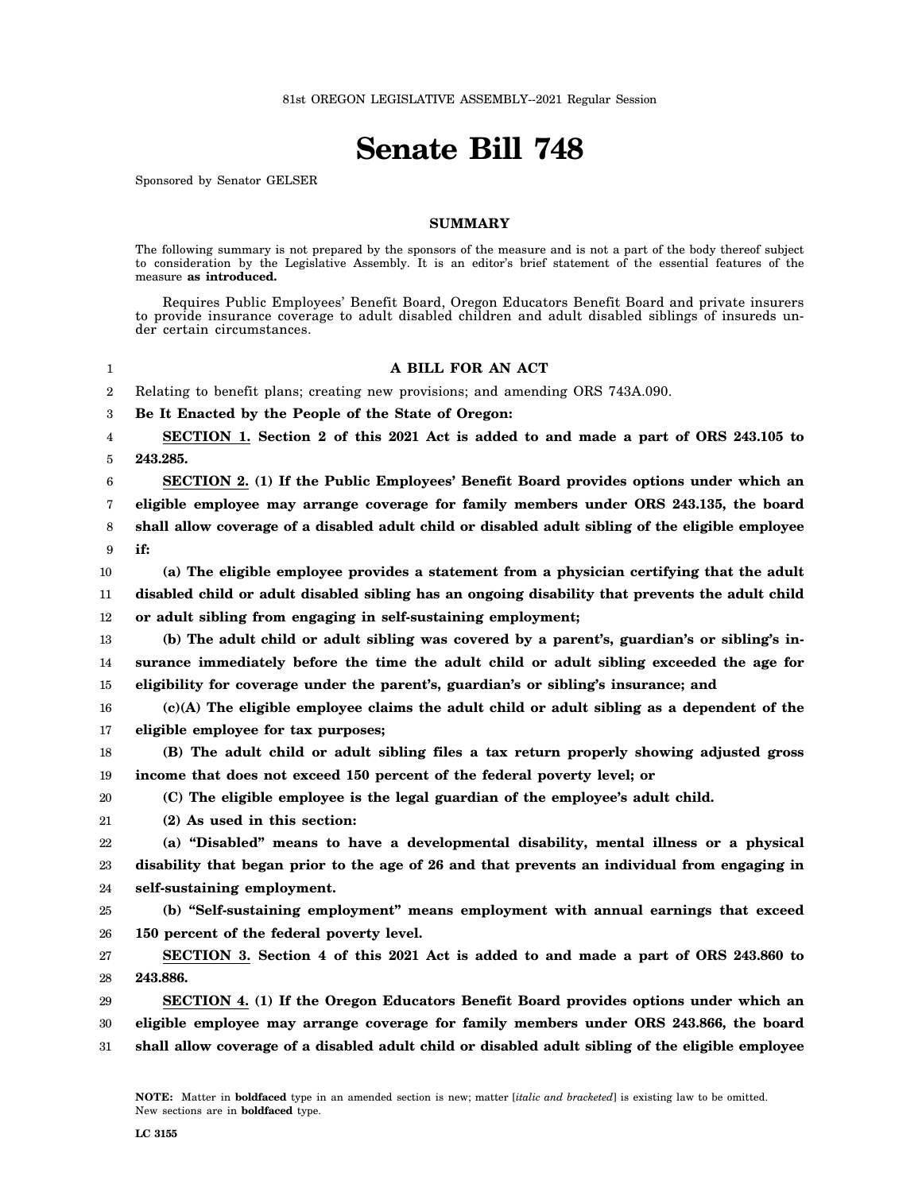81st OREGON LEGISLATIVE ASSEMBLY--2021 Regular Session

# Senate Bill 748

Sponsored by Senator GELSER

## SUMMARY

The following summary is not prepared by the sponsors of the measure and is not a part of the body thereof subject to consideration by the Legislative Assembly. It is an editor's brief statement of the essential features of the measure **as introduced.**

Requires Public Employees' Benefit Board, Oregon Educators Benefit Board and private insurers to provide insurance coverage to adult disabled children and adult disabled siblings of insureds under certain circumstances.

**A BILL FOR AN ACT**

Relating to benefit plans; creating new provisions; and amending ORS 743A.090.

**Be It Enacted by the People of the State of Oregon:**

**SECTION 1. Section 2 of this 2021 Act is added to and made a part of ORS 243.105 to 243.285.**

**SECTION 2. (1) If the Public Employees' Benefit Board provides options under which an eligible employee may arrange coverage for family members under ORS 243.135, the board shall allow coverage of a disabled adult child or disabled adult sibling of the eligible employee if:**

**(a) The eligible employee provides a statement from a physician certifying that the adult disabled child or adult disabled sibling has an ongoing disability that prevents the adult child or adult sibling from engaging in self-sustaining employment;**

**(b) The adult child or adult sibling was covered by a parent's, guardian's or sibling's insurance immediately before the time the adult child or adult sibling exceeded the age for eligibility for coverage under the parent's, guardian's or sibling's insurance; and**

**(c)(A) The eligible employee claims the adult child or adult sibling as a dependent of the eligible employee for tax purposes;**

**(B) The adult child or adult sibling files a tax return properly showing adjusted gross income that does not exceed 150 percent of the federal poverty level; or**

**(C) The eligible employee is the legal guardian of the employee's adult child.**

**(2) As used in this section:**

**(a) "Disabled" means to have a developmental disability, mental illness or a physical disability that began prior to the age of 26 and that prevents an individual from engaging in self-sustaining employment.**

**(b) "Self-sustaining employment" means employment with annual earnings that exceed 150 percent of the federal poverty level.**

**SECTION 3. Section 4 of this 2021 Act is added to and made a part of ORS 243.860 to 243.886.**

**SECTION 4. (1) If the Oregon Educators Benefit Board provides options under which an eligible employee may arrange coverage for family members under ORS 243.866, the board shall allow coverage of a disabled adult child or disabled adult sibling of the eligible employee**

**NOTE:** Matter in **boldfaced** type in an amended section is new; matter [*italic and bracketed*] is existing law to be omitted. New sections are in **boldfaced** type.

LC 3155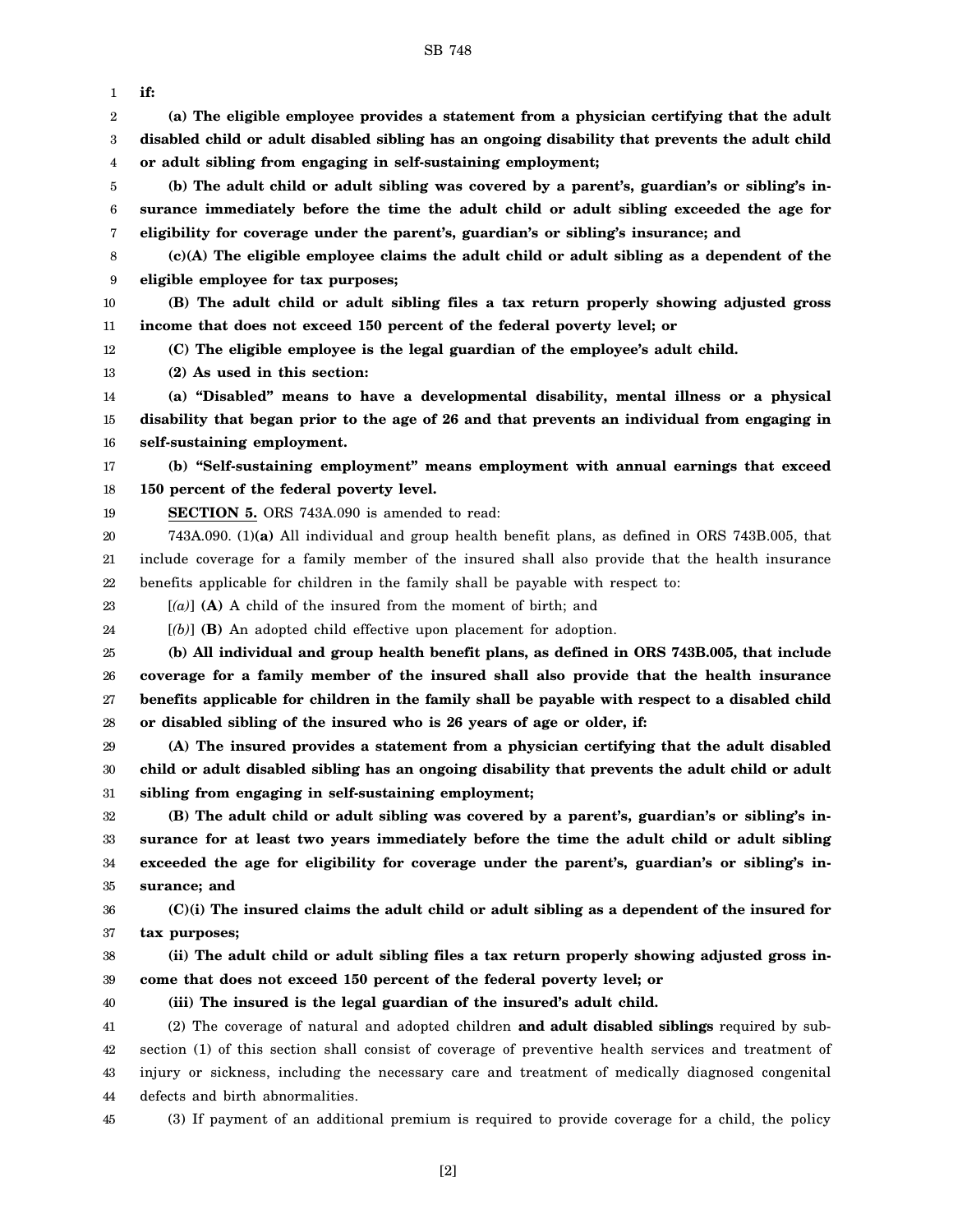**if:**

**(a) The eligible employee provides a statement from a physician certifying that the adult disabled child or adult disabled sibling has an ongoing disability that prevents the adult child or adult sibling from engaging in self-sustaining employment;**

**(b) The adult child or adult sibling was covered by a parent's, guardian's or sibling's insurance immediately before the time the adult child or adult sibling exceeded the age for eligibility for coverage under the parent's, guardian's or sibling's insurance; and**

**(c)(A) The eligible employee claims the adult child or adult sibling as a dependent of the eligible employee for tax purposes;**

**(B) The adult child or adult sibling files a tax return properly showing adjusted gross income that does not exceed 150 percent of the federal poverty level; or**

**(C) The eligible employee is the legal guardian of the employee's adult child.**

**(2) As used in this section:**

**(a) "Disabled" means to have a developmental disability, mental illness or a physical disability that began prior to the age of 26 and that prevents an individual from engaging in self-sustaining employment.**

**(b) "Self-sustaining employment" means employment with annual earnings that exceed 150 percent of the federal poverty level.**

**SECTION 5.** ORS 743A.090 is amended to read:

743A.090. (1)**(a)** All individual and group health benefit plans, as defined in ORS 743B.005, that include coverage for a family member of the insured shall also provide that the health insurance benefits applicable for children in the family shall be payable with respect to:

[*(a)*] **(A)** A child of the insured from the moment of birth; and

[*(b)*] **(B)** An adopted child effective upon placement for adoption.

**(b) All individual and group health benefit plans, as defined in ORS 743B.005, that include coverage for a family member of the insured shall also provide that the health insurance benefits applicable for children in the family shall be payable with respect to a disabled child or disabled sibling of the insured who is 26 years of age or older, if:**

**(A) The insured provides a statement from a physician certifying that the adult disabled child or adult disabled sibling has an ongoing disability that prevents the adult child or adult sibling from engaging in self-sustaining employment;**

**(B) The adult child or adult sibling was covered by a parent's, guardian's or sibling's insurance for at least two years immediately before the time the adult child or adult sibling exceeded the age for eligibility for coverage under the parent's, guardian's or sibling's insurance; and**

**(C)(i) The insured claims the adult child or adult sibling as a dependent of the insured for tax purposes;**

**(ii) The adult child or adult sibling files a tax return properly showing adjusted gross income that does not exceed 150 percent of the federal poverty level; or**

**(iii) The insured is the legal guardian of the insured's adult child.**

(2) The coverage of natural and adopted children **and adult disabled siblings** required by subsection (1) of this section shall consist of coverage of preventive health services and treatment of injury or sickness, including the necessary care and treatment of medically diagnosed congenital defects and birth abnormalities.

(3) If payment of an additional premium is required to provide coverage for a child, the policy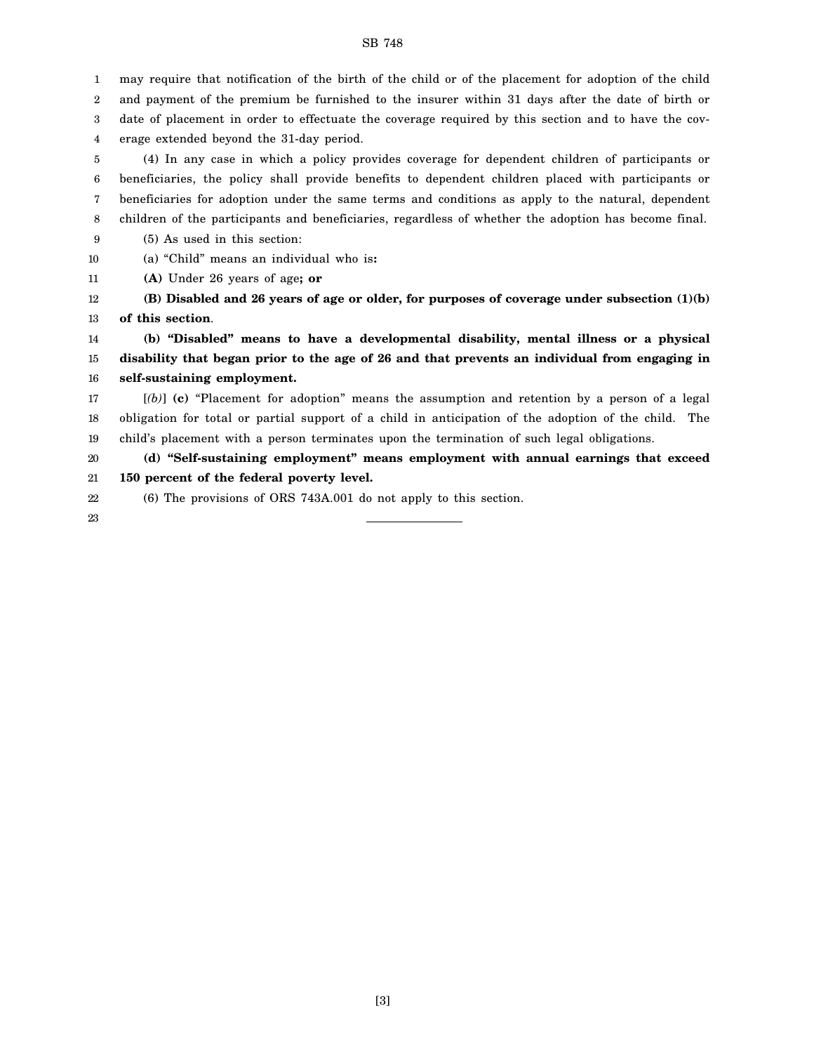may require that notification of the birth of the child or of the placement for adoption of the child and payment of the premium be furnished to the insurer within 31 days after the date of birth or date of placement in order to effectuate the coverage required by this section and to have the coverage extended beyond the 31-day period.

(4) In any case in which a policy provides coverage for dependent children of participants or beneficiaries, the policy shall provide benefits to dependent children placed with participants or beneficiaries for adoption under the same terms and conditions as apply to the natural, dependent children of the participants and beneficiaries, regardless of whether the adoption has become final.

(5) As used in this section:

(a) "Child" means an individual who is**:**

**(A)** Under 26 years of age**; or**

**(B) Disabled and 26 years of age or older, for purposes of coverage under subsection (1)(b) of this section**.

**(b) "Disabled" means to have a developmental disability, mental illness or a physical disability that began prior to the age of 26 and that prevents an individual from engaging in self-sustaining employment.**

[*(b)*] **(c)** "Placement for adoption" means the assumption and retention by a person of a legal obligation for total or partial support of a child in anticipation of the adoption of the child. The child's placement with a person terminates upon the termination of such legal obligations.

**(d) "Self-sustaining employment" means employment with annual earnings that exceed 150 percent of the federal poverty level.**

(6) The provisions of ORS 743A.001 do not apply to this section.